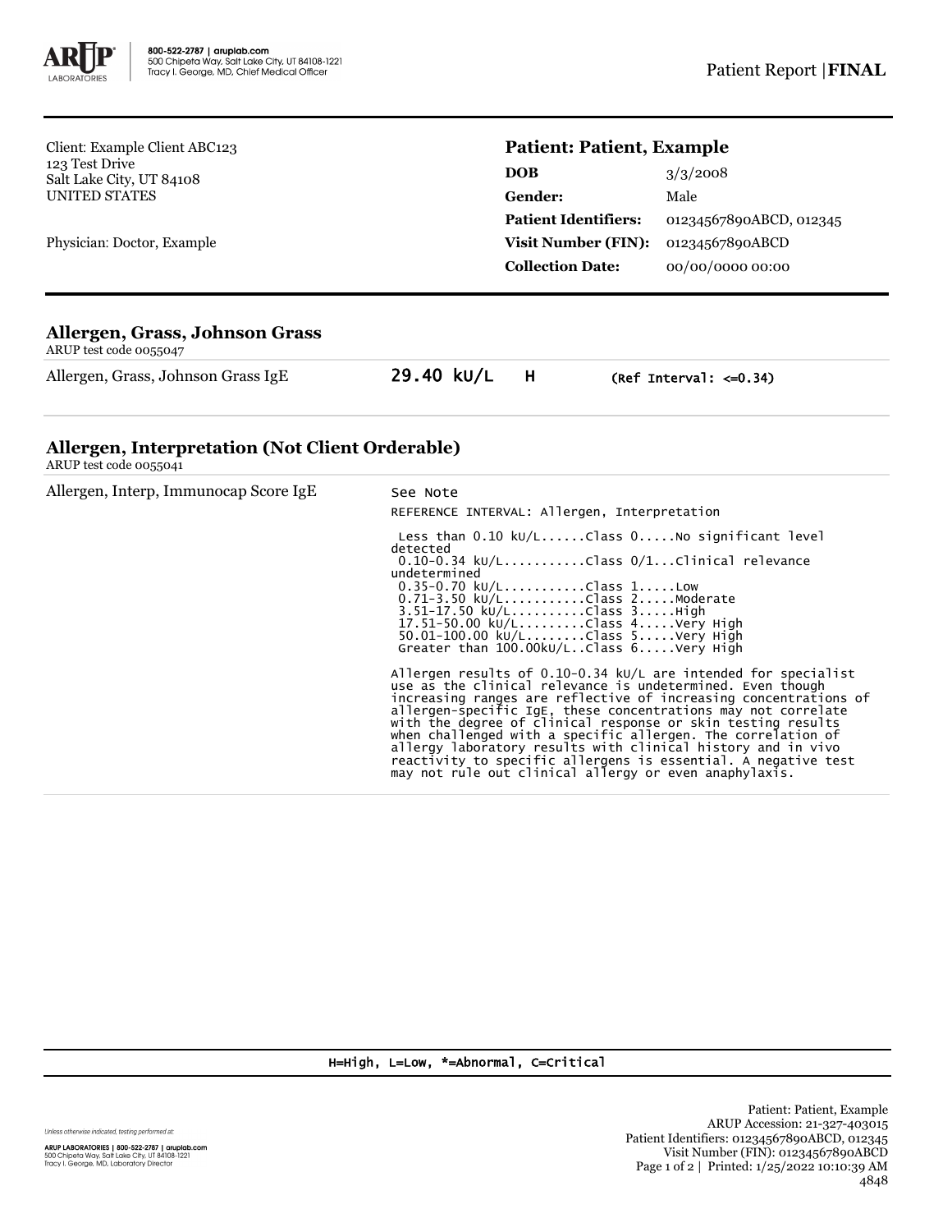Client: Example Client ABC123
123 Test Drive
Salt Lake City, UT 84108
UNITED STATES

Physician: Doctor, Example

**Patient: Patient, Example**

| | |
|---|---|
| **DOB** | 3/3/2008 |
| **Gender:** | Male |
| **Patient Identifiers:** | 01234567890ABCD, 012345 |
| **Visit Number (FIN):** | 01234567890ABCD |
| **Collection Date:** | 00/00/0000 00:00 |

## Allergen, Grass, Johnson Grass

ARUP test code 0055047

| | | | |
|---|---|---|---|
| Allergen, Grass, Johnson Grass IgE | 29.40 kU/L | H | (Ref Interval: <=0.34) |

## Allergen, Interpretation (Not Client Orderable)

ARUP test code 0055041

Allergen, Interp, Immunocap Score IgE

See Note

```
REFERENCE INTERVAL: Allergen, Interpretation

 Less than 0.10 kU/L......Class 0.....No significant level
detected
 0.10-0.34 kU/L..........Class 0/1...Clinical relevance
undetermined
 0.35-0.70 kU/L..........Class 1.....Low
 0.71-3.50 kU/L..........Class 2.....Moderate
 3.51-17.50 kU/L.........Class 3.....High
 17.51-50.00 kU/L........Class 4.....Very High
 50.01-100.00 kU/L.......Class 5.....Very High
 Greater than 100.00kU/L..Class 6.....Very High
```

Allergen results of 0.10-0.34 kU/L are intended for specialist use as the clinical relevance is undetermined. Even though increasing ranges are reflective of increasing concentrations of allergen-specific IgE, these concentrations may not correlate with the degree of clinical response or skin testing results when challenged with a specific allergen. The correlation of allergy laboratory results with clinical history and in vivo reactivity to specific allergens is essential. A negative test may not rule out clinical allergy or even anaphylaxis.

H=High, L=Low, *=Abnormal, C=Critical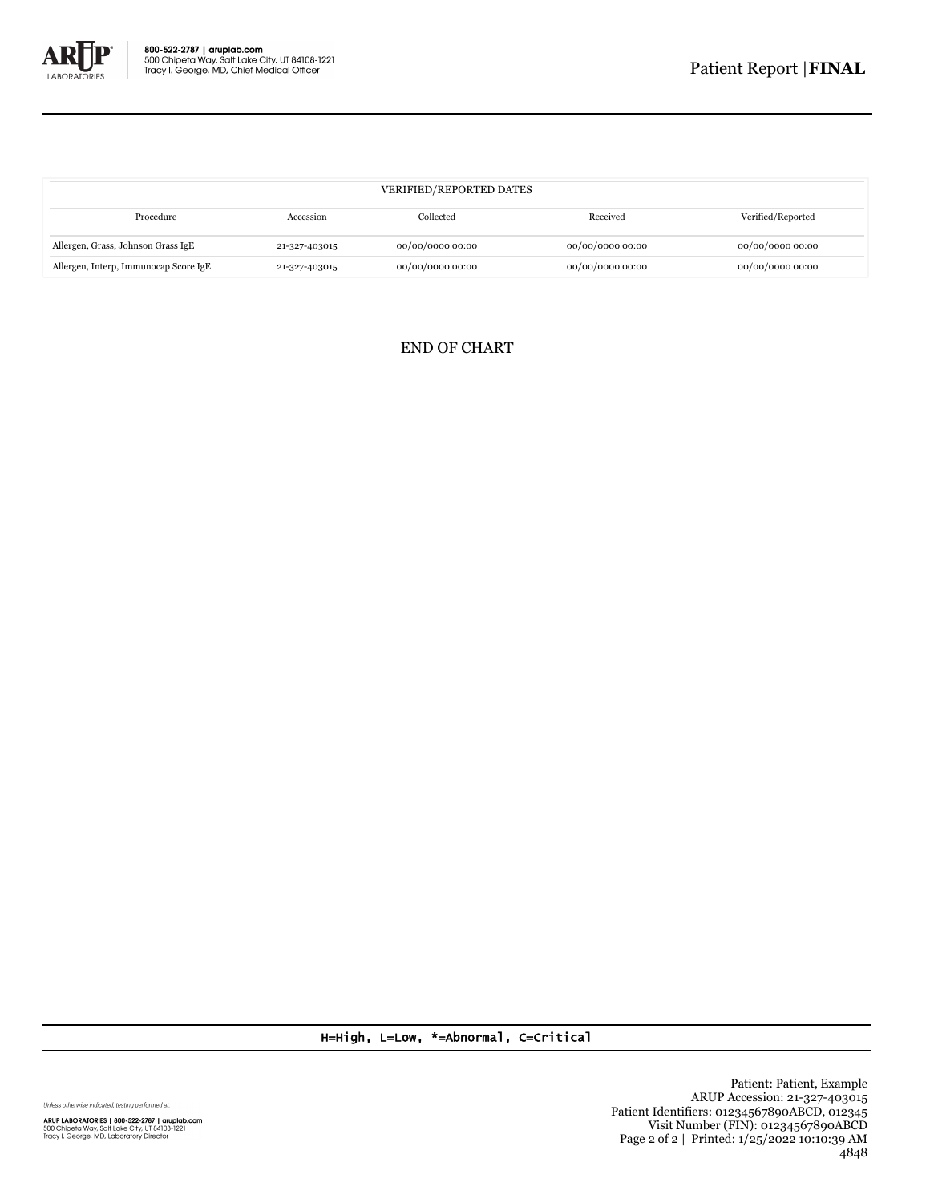| VERIFIED/REPORTED DATES | | | | |
|---|---|---|---|---|
| Procedure | Accession | Collected | Received | Verified/Reported |
| Allergen, Grass, Johnson Grass IgE | 21-327-403015 | 00/00/0000 00:00 | 00/00/0000 00:00 | 00/00/0000 00:00 |
| Allergen, Interp, Immunocap Score IgE | 21-327-403015 | 00/00/0000 00:00 | 00/00/0000 00:00 | 00/00/0000 00:00 |

END OF CHART

H=High, L=Low, *=Abnormal, C=Critical

Unless otherwise indicated, testing performed at:

ARUP LABORATORIES | 800-522-2787 | aruplab.com
500 Chipeta Way, Salt Lake City, UT 84108-1221
Tracy I. George, MD, Laboratory Director

Patient: Patient, Example
ARUP Accession: 21-327-403015
Patient Identifiers: 01234567890ABCD, 012345
Visit Number (FIN): 01234567890ABCD
Printed: 1/25/2022 10:10:39 AM
4848